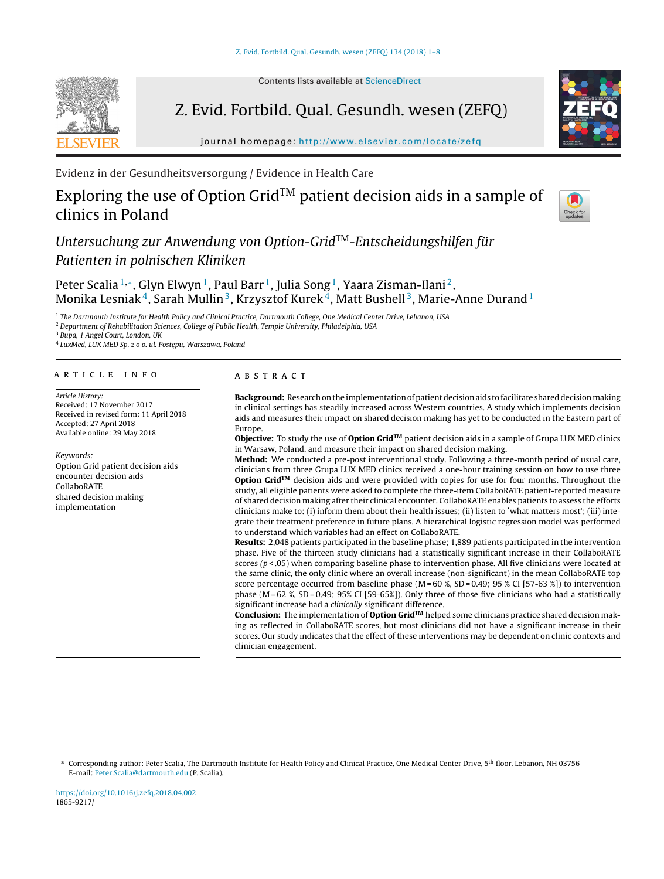Evidenz in der Gesundheitsversorgung / Evidence in Health Care

# Exploring the use of Option Grid$^{TM}$ patient decision aids in a sample of clinics in Poland

## *Untersuchung zur Anwendung von Option-Grid$^{TM}$-Entscheidungshilfen für Patienten in polnischen Kliniken*

Peter Scalia[1,*], Glyn Elwyn[1], Paul Barr[1], Julia Song[1], Yaara Zisman-Ilani[2], Monika Lesniak[4], Sarah Mullin[3], Krzysztof Kurek[4], Matt Bushell[3], Marie-Anne Durand[1]

[1] *The Dartmouth Institute for Health Policy and Clinical Practice, Dartmouth College, One Medical Center Drive, Lebanon, USA*
[2] *Department of Rehabilitation Sciences, College of Public Health, Temple University, Philadelphia, USA*
[3] *Bupa, 1 Angel Court, London, UK*
[4] *LuxMed, LUX MED Sp. z o o. ul. Postępu, Warszawa, Poland*

### ARTICLE INFO

*Article History:*
Received: 17 November 2017
Received in revised form: 11 April 2018
Accepted: 27 April 2018
Available online: 29 May 2018

*Keywords:*
Option Grid patient decision aids
encounter decision aids
CollaboRATE
shared decision making
implementation

### ABSTRACT

**Background:** Research on the implementation of patient decision aids to facilitate shared decision making in clinical settings has steadily increased across Western countries. A study which implements decision aids and measures their impact on shared decision making has yet to be conducted in the Eastern part of Europe.

**Objective:** To study the use of **Option Grid$^{TM}$** patient decision aids in a sample of Grupa LUX MED clinics in Warsaw, Poland, and measure their impact on shared decision making.

**Method:** We conducted a pre-post interventional study. Following a three-month period of usual care, clinicians from three Grupa LUX MED clinics received a one-hour training session on how to use three **Option Grid$^{TM}$** decision aids and were provided with copies for use for four months. Throughout the study, all eligible patients were asked to complete the three-item CollaboRATE patient-reported measure of shared decision making after their clinical encounter. CollaboRATE enables patients to assess the efforts clinicians make to: (i) inform them about their health issues; (ii) listen to 'what matters most'; (iii) integrate their treatment preference in future plans. A hierarchical logistic regression model was performed to understand which variables had an effect on CollaboRATE.

**Results:** 2,048 patients participated in the baseline phase; 1,889 patients participated in the intervention phase. Five of the thirteen study clinicians had a statistically significant increase in their CollaboRATE scores ($p < .05$) when comparing baseline phase to intervention phase. All five clinicians were located at the same clinic, the only clinic where an overall increase (non-significant) in the mean CollaboRATE top score percentage occurred from baseline phase (M = 60 %, SD = 0.49; 95 % CI [57-63 %]) to intervention phase (M = 62 %, SD = 0.49; 95% CI [59-65%]). Only three of those five clinicians who had a statistically significant increase had a *clinically* significant difference.

**Conclusion:** The implementation of **Option Grid$^{TM}$** helped some clinicians practice shared decision making as reflected in CollaboRATE scores, but most clinicians did not have a significant increase in their scores. Our study indicates that the effect of these interventions may be dependent on clinic contexts and clinician engagement.

\* Corresponding author: Peter Scalia, The Dartmouth Institute for Health Policy and Clinical Practice, One Medical Center Drive, 5th floor, Lebanon, NH 03756
E-mail: Peter.Scalia@dartmouth.edu (P. Scalia).

https://doi.org/10.1016/j.zefq.2018.04.002
1865-9217/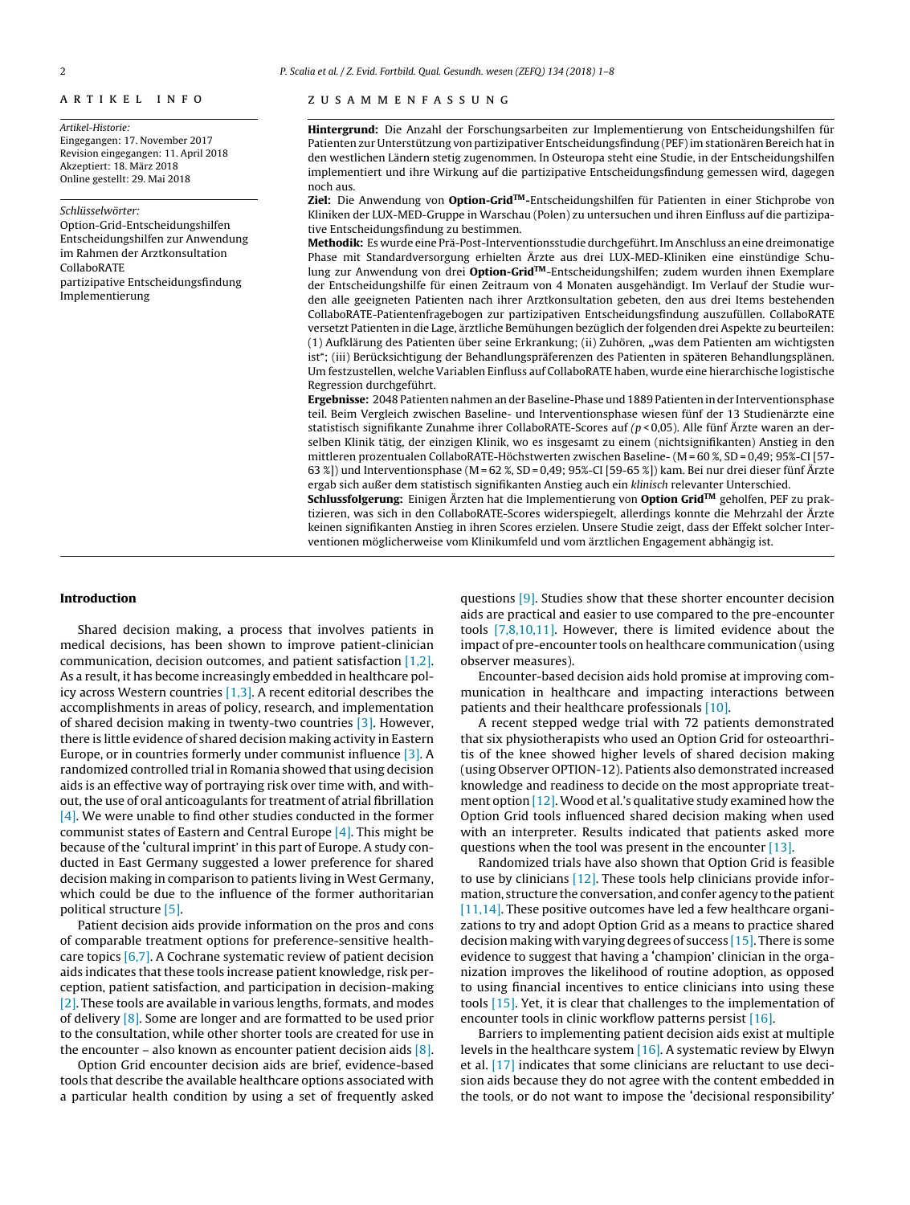## ARTIKEL INFO

*Artikel-Historie:*
Eingegangen: 17. November 2017
Revision eingegangen: 11. April 2018
Akzeptiert: 18. März 2018
Online gestellt: 29. Mai 2018

*Schlüsselwörter:*
Option-Grid-Entscheidungshilfen
Entscheidungshilfen zur Anwendung im Rahmen der Arztkonsultation
CollaboRATE
partizipative Entscheidungsfindung
Implementierung

## ZUSAMMENFASSUNG

**Hintergrund:** Die Anzahl der Forschungsarbeiten zur Implementierung von Entscheidungshilfen für Patienten zur Unterstützung von partizipativer Entscheidungsfindung (PEF) im stationären Bereich hat in den westlichen Ländern stetig zugenommen. In Osteuropa steht eine Studie, in der Entscheidungshilfen implementiert und ihre Wirkung auf die partizipative Entscheidungsfindung gemessen wird, dagegen noch aus.

**Ziel:** Die Anwendung von **Option-Grid™**-Entscheidungshilfen für Patienten in einer Stichprobe von Kliniken der LUX-MED-Gruppe in Warschau (Polen) zu untersuchen und ihren Einfluss auf die partizipative Entscheidungsfindung zu bestimmen.

**Methodik:** Es wurde eine Prä-Post-Interventionsstudie durchgeführt. Im Anschluss an eine dreimonatige Phase mit Standardversorgung erhielten Ärzte aus drei LUX-MED-Kliniken eine einstündige Schulung zur Anwendung von drei **Option-Grid™**-Entscheidungshilfen; zudem wurden ihnen Exemplare der Entscheidungshilfe für einen Zeitraum von 4 Monaten ausgehändigt. Im Verlauf der Studie wurden alle geeigneten Patienten nach ihrer Arztkonsultation gebeten, den aus drei Items bestehenden CollaboRATE-Patientenfragebogen zur partizipativen Entscheidungsfindung auszufüllen. CollaboRATE versetzt Patienten in die Lage, ärztliche Bemühungen bezüglich der folgenden drei Aspekte zu beurteilen: (1) Aufklärung des Patienten über seine Erkrankung; (ii) Zuhören, „was dem Patienten am wichtigsten ist"; (iii) Berücksichtigung der Behandlungspräferenzen des Patienten in späteren Behandlungsplänen. Um festzustellen, welche Variablen Einfluss auf CollaboRATE haben, wurde eine hierarchische logistische Regression durchgeführt.

**Ergebnisse:** 2048 Patienten nahmen an der Baseline-Phase und 1889 Patienten in der Interventionsphase teil. Beim Vergleich zwischen Baseline- und Interventionsphase wiesen fünf der 13 Studienärzte eine statistisch signifikante Zunahme ihrer CollaboRATE-Scores auf ($p < 0{,}05$). Alle fünf Ärzte waren an derselben Klinik tätig, der einzigen Klinik, wo es insgesamt zu einem (nichtsignifikanten) Anstieg in den mittleren prozentualen CollaboRATE-Höchstwerten zwischen Baseline- (M = 60 %, SD = 0,49; 95%-CI [57-63 %]) und Interventionsphase (M = 62 %, SD = 0,49; 95%-CI [59-65 %]) kam. Bei nur drei dieser fünf Ärzte ergab sich außer dem statistisch signifikanten Anstieg auch ein *klinisch* relevanter Unterschied.

**Schlussfolgerung:** Einigen Ärzten hat die Implementierung von **Option Grid™** geholfen, PEF zu praktizieren, was sich in den CollaboRATE-Scores widerspiegelt, allerdings konnte die Mehrzahl der Ärzte keinen signifikanten Anstieg in ihren Scores erzielen. Unsere Studie zeigt, dass der Effekt solcher Interventionen möglicherweise vom Klinikumfeld und vom ärztlichen Engagement abhängig ist.

## Introduction

Shared decision making, a process that involves patients in medical decisions, has been shown to improve patient-clinician communication, decision outcomes, and patient satisfaction [1,2]. As a result, it has become increasingly embedded in healthcare policy across Western countries [1,3]. A recent editorial describes the accomplishments in areas of policy, research, and implementation of shared decision making in twenty-two countries [3]. However, there is little evidence of shared decision making activity in Eastern Europe, or in countries formerly under communist influence [3]. A randomized controlled trial in Romania showed that using decision aids is an effective way of portraying risk over time with, and without, the use of oral anticoagulants for treatment of atrial fibrillation [4]. We were unable to find other studies conducted in the former communist states of Eastern and Central Europe [4]. This might be because of the 'cultural imprint' in this part of Europe. A study conducted in East Germany suggested a lower preference for shared decision making in comparison to patients living in West Germany, which could be due to the influence of the former authoritarian political structure [5].

Patient decision aids provide information on the pros and cons of comparable treatment options for preference-sensitive healthcare topics [6,7]. A Cochrane systematic review of patient decision aids indicates that these tools increase patient knowledge, risk perception, patient satisfaction, and participation in decision-making [2]. These tools are available in various lengths, formats, and modes of delivery [8]. Some are longer and are formatted to be used prior to the consultation, while other shorter tools are created for use in the encounter – also known as encounter patient decision aids [8].

Option Grid encounter decision aids are brief, evidence-based tools that describe the available healthcare options associated with a particular health condition by using a set of frequently asked questions [9]. Studies show that these shorter encounter decision aids are practical and easier to use compared to the pre-encounter tools [7,8,10,11]. However, there is limited evidence about the impact of pre-encounter tools on healthcare communication (using observer measures).

Encounter-based decision aids hold promise at improving communication in healthcare and impacting interactions between patients and their healthcare professionals [10].

A recent stepped wedge trial with 72 patients demonstrated that six physiotherapists who used an Option Grid for osteoarthritis of the knee showed higher levels of shared decision making (using Observer OPTION-12). Patients also demonstrated increased knowledge and readiness to decide on the most appropriate treatment option [12]. Wood et al.'s qualitative study examined how the Option Grid tools influenced shared decision making when used with an interpreter. Results indicated that patients asked more questions when the tool was present in the encounter [13].

Randomized trials have also shown that Option Grid is feasible to use by clinicians [12]. These tools help clinicians provide information, structure the conversation, and confer agency to the patient [11,14]. These positive outcomes have led a few healthcare organizations to try and adopt Option Grid as a means to practice shared decision making with varying degrees of success [15]. There is some evidence to suggest that having a 'champion' clinician in the organization improves the likelihood of routine adoption, as opposed to using financial incentives to entice clinicians into using these tools [15]. Yet, it is clear that challenges to the implementation of encounter tools in clinic workflow patterns persist [16].

Barriers to implementing patient decision aids exist at multiple levels in the healthcare system [16]. A systematic review by Elwyn et al. [17] indicates that some clinicians are reluctant to use decision aids because they do not agree with the content embedded in the tools, or do not want to impose the 'decisional responsibility'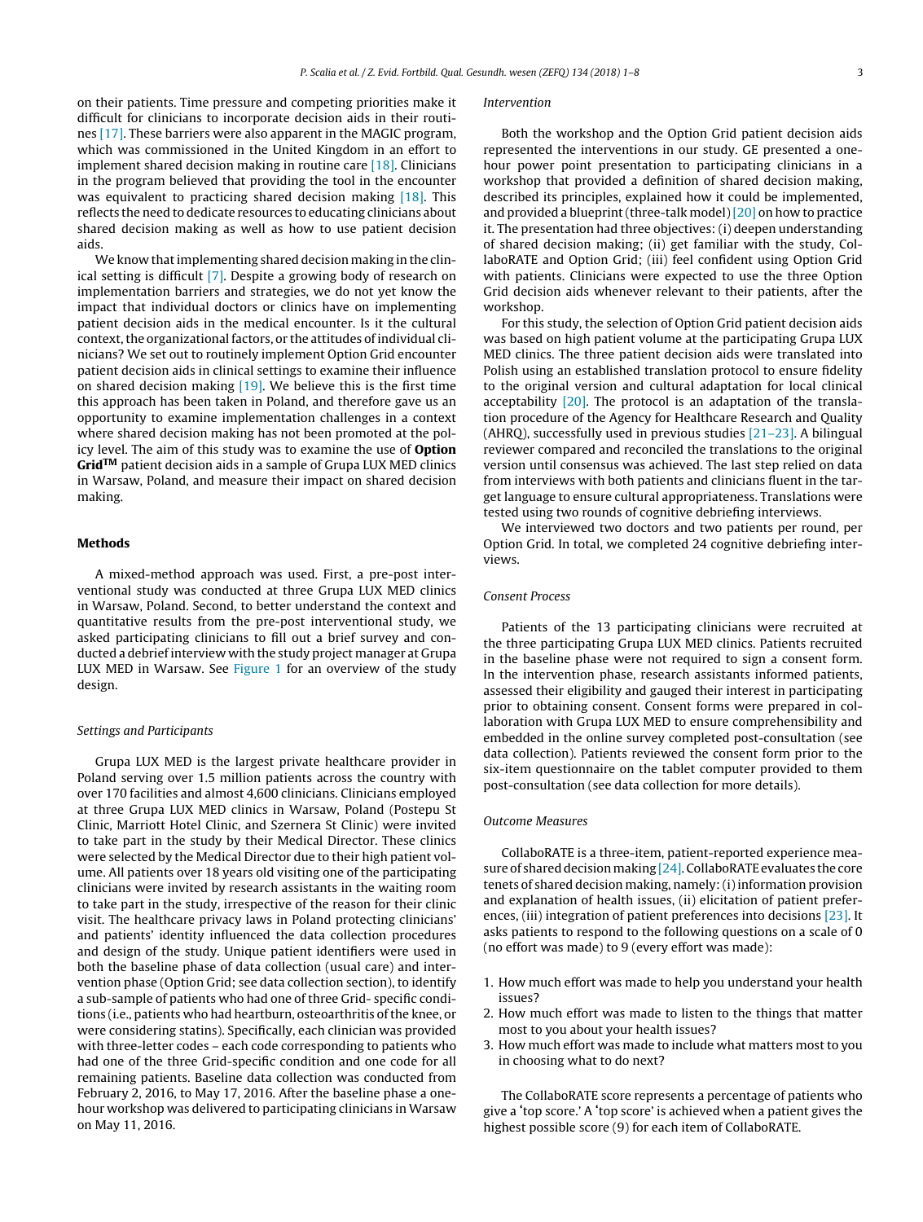on their patients. Time pressure and competing priorities make it difficult for clinicians to incorporate decision aids in their routines [17]. These barriers were also apparent in the MAGIC program, which was commissioned in the United Kingdom in an effort to implement shared decision making in routine care [18]. Clinicians in the program believed that providing the tool in the encounter was equivalent to practicing shared decision making [18]. This reflects the need to dedicate resources to educating clinicians about shared decision making as well as how to use patient decision aids.

We know that implementing shared decision making in the clinical setting is difficult [7]. Despite a growing body of research on implementation barriers and strategies, we do not yet know the impact that individual doctors or clinics have on implementing patient decision aids in the medical encounter. Is it the cultural context, the organizational factors, or the attitudes of individual clinicians? We set out to routinely implement Option Grid encounter patient decision aids in clinical settings to examine their influence on shared decision making [19]. We believe this is the first time this approach has been taken in Poland, and therefore gave us an opportunity to examine implementation challenges in a context where shared decision making has not been promoted at the policy level. The aim of this study was to examine the use of **Option Grid™** patient decision aids in a sample of Grupa LUX MED clinics in Warsaw, Poland, and measure their impact on shared decision making.

## Methods

A mixed-method approach was used. First, a pre-post interventional study was conducted at three Grupa LUX MED clinics in Warsaw, Poland. Second, to better understand the context and quantitative results from the pre-post interventional study, we asked participating clinicians to fill out a brief survey and conducted a debrief interview with the study project manager at Grupa LUX MED in Warsaw. See Figure 1 for an overview of the study design.

### *Settings and Participants*

Grupa LUX MED is the largest private healthcare provider in Poland serving over 1.5 million patients across the country with over 170 facilities and almost 4,600 clinicians. Clinicians employed at three Grupa LUX MED clinics in Warsaw, Poland (Postepu St Clinic, Marriott Hotel Clinic, and Szernera St Clinic) were invited to take part in the study by their Medical Director. These clinics were selected by the Medical Director due to their high patient volume. All patients over 18 years old visiting one of the participating clinicians were invited by research assistants in the waiting room to take part in the study, irrespective of the reason for their clinic visit. The healthcare privacy laws in Poland protecting clinicians' and patients' identity influenced the data collection procedures and design of the study. Unique patient identifiers were used in both the baseline phase of data collection (usual care) and intervention phase (Option Grid; see data collection section), to identify a sub-sample of patients who had one of three Grid- specific conditions (i.e., patients who had heartburn, osteoarthritis of the knee, or were considering statins). Specifically, each clinician was provided with three-letter codes – each code corresponding to patients who had one of the three Grid-specific condition and one code for all remaining patients. Baseline data collection was conducted from February 2, 2016, to May 17, 2016. After the baseline phase a one-hour workshop was delivered to participating clinicians in Warsaw on May 11, 2016.

### *Intervention*

Both the workshop and the Option Grid patient decision aids represented the interventions in our study. GE presented a one-hour power point presentation to participating clinicians in a workshop that provided a definition of shared decision making, described its principles, explained how it could be implemented, and provided a blueprint (three-talk model) [20] on how to practice it. The presentation had three objectives: (i) deepen understanding of shared decision making; (ii) get familiar with the study, CollaboRATE and Option Grid; (iii) feel confident using Option Grid with patients. Clinicians were expected to use the three Option Grid decision aids whenever relevant to their patients, after the workshop.

For this study, the selection of Option Grid patient decision aids was based on high patient volume at the participating Grupa LUX MED clinics. The three patient decision aids were translated into Polish using an established translation protocol to ensure fidelity to the original version and cultural adaptation for local clinical acceptability [20]. The protocol is an adaptation of the translation procedure of the Agency for Healthcare Research and Quality (AHRQ), successfully used in previous studies [21–23]. A bilingual reviewer compared and reconciled the translations to the original version until consensus was achieved. The last step relied on data from interviews with both patients and clinicians fluent in the target language to ensure cultural appropriateness. Translations were tested using two rounds of cognitive debriefing interviews.

We interviewed two doctors and two patients per round, per Option Grid. In total, we completed 24 cognitive debriefing interviews.

### *Consent Process*

Patients of the 13 participating clinicians were recruited at the three participating Grupa LUX MED clinics. Patients recruited in the baseline phase were not required to sign a consent form. In the intervention phase, research assistants informed patients, assessed their eligibility and gauged their interest in participating prior to obtaining consent. Consent forms were prepared in collaboration with Grupa LUX MED to ensure comprehensibility and embedded in the online survey completed post-consultation (see data collection). Patients reviewed the consent form prior to the six-item questionnaire on the tablet computer provided to them post-consultation (see data collection for more details).

### *Outcome Measures*

CollaboRATE is a three-item, patient-reported experience measure of shared decision making [24]. CollaboRATE evaluates the core tenets of shared decision making, namely: (i) information provision and explanation of health issues, (ii) elicitation of patient preferences, (iii) integration of patient preferences into decisions [23]. It asks patients to respond to the following questions on a scale of 0 (no effort was made) to 9 (every effort was made):

1. How much effort was made to help you understand your health issues?
2. How much effort was made to listen to the things that matter most to you about your health issues?
3. How much effort was made to include what matters most to you in choosing what to do next?

The CollaboRATE score represents a percentage of patients who give a 'top score.' A 'top score' is achieved when a patient gives the highest possible score (9) for each item of CollaboRATE.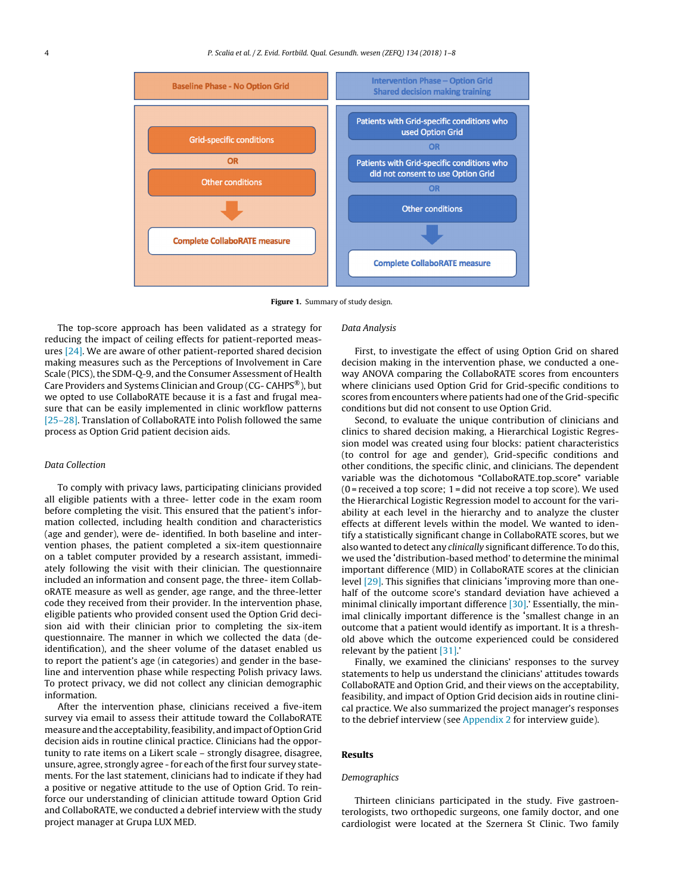Baseline Phase - No Option Grid

Grid-specific conditions

OR

Other conditions

Complete CollaboRATE measure

Intervention Phase – Option Grid Shared decision making training

Patients with Grid-specific conditions who used Option Grid

OR

Patients with Grid-specific conditions who did not consent to use Option Grid

OR

Other conditions

Complete CollaboRATE measure

**Figure 1.** Summary of study design.

The top-score approach has been validated as a strategy for reducing the impact of ceiling effects for patient-reported measures [24]. We are aware of other patient-reported shared decision making measures such as the Perceptions of Involvement in Care Scale (PICS), the SDM-Q-9, and the Consumer Assessment of Health Care Providers and Systems Clinician and Group (CG- CAHPS®), but we opted to use CollaboRATE because it is a fast and frugal measure that can be easily implemented in clinic workflow patterns [25–28]. Translation of CollaboRATE into Polish followed the same process as Option Grid patient decision aids.

### *Data Collection*

To comply with privacy laws, participating clinicians provided all eligible patients with a three- letter code in the exam room before completing the visit. This ensured that the patient's information collected, including health condition and characteristics (age and gender), were de- identified. In both baseline and intervention phases, the patient completed a six-item questionnaire on a tablet computer provided by a research assistant, immediately following the visit with their clinician. The questionnaire included an information and consent page, the three- item CollaboRATE measure as well as gender, age range, and the three-letter code they received from their provider. In the intervention phase, eligible patients who provided consent used the Option Grid decision aid with their clinician prior to completing the six-item questionnaire. The manner in which we collected the data (de-identification), and the sheer volume of the dataset enabled us to report the patient's age (in categories) and gender in the baseline and intervention phase while respecting Polish privacy laws. To protect privacy, we did not collect any clinician demographic information.

After the intervention phase, clinicians received a five-item survey via email to assess their attitude toward the CollaboRATE measure and the acceptability, feasibility, and impact of Option Grid decision aids in routine clinical practice. Clinicians had the opportunity to rate items on a Likert scale – strongly disagree, disagree, unsure, agree, strongly agree - for each of the first four survey statements. For the last statement, clinicians had to indicate if they had a positive or negative attitude to the use of Option Grid. To reinforce our understanding of clinician attitude toward Option Grid and CollaboRATE, we conducted a debrief interview with the study project manager at Grupa LUX MED.

### *Data Analysis*

First, to investigate the effect of using Option Grid on shared decision making in the intervention phase, we conducted a one-way ANOVA comparing the CollaboRATE scores from encounters where clinicians used Option Grid for Grid-specific conditions to scores from encounters where patients had one of the Grid-specific conditions but did not consent to use Option Grid.

Second, to evaluate the unique contribution of clinicians and clinics to shared decision making, a Hierarchical Logistic Regression model was created using four blocks: patient characteristics (to control for age and gender), Grid-specific conditions and other conditions, the specific clinic, and clinicians. The dependent variable was the dichotomous "CollaboRATE_top_score" variable (0 = received a top score; 1 = did not receive a top score). We used the Hierarchical Logistic Regression model to account for the variability at each level in the hierarchy and to analyze the cluster effects at different levels within the model. We wanted to identify a statistically significant change in CollaboRATE scores, but we also wanted to detect any *clinically* significant difference. To do this, we used the 'distribution-based method' to determine the minimal important difference (MID) in CollaboRATE scores at the clinician level [29]. This signifies that clinicians 'improving more than one-half of the outcome score's standard deviation have achieved a minimal clinically important difference [30].' Essentially, the minimal clinically important difference is the 'smallest change in an outcome that a patient would identify as important. It is a threshold above which the outcome experienced could be considered relevant by the patient [31].'

Finally, we examined the clinicians' responses to the survey statements to help us understand the clinicians' attitudes towards CollaboRATE and Option Grid, and their views on the acceptability, feasibility, and impact of Option Grid decision aids in routine clinical practice. We also summarized the project manager's responses to the debrief interview (see Appendix 2 for interview guide).

## Results

### *Demographics*

Thirteen clinicians participated in the study. Five gastroenterologists, two orthopedic surgeons, one family doctor, and one cardiologist were located at the Szernera St Clinic. Two family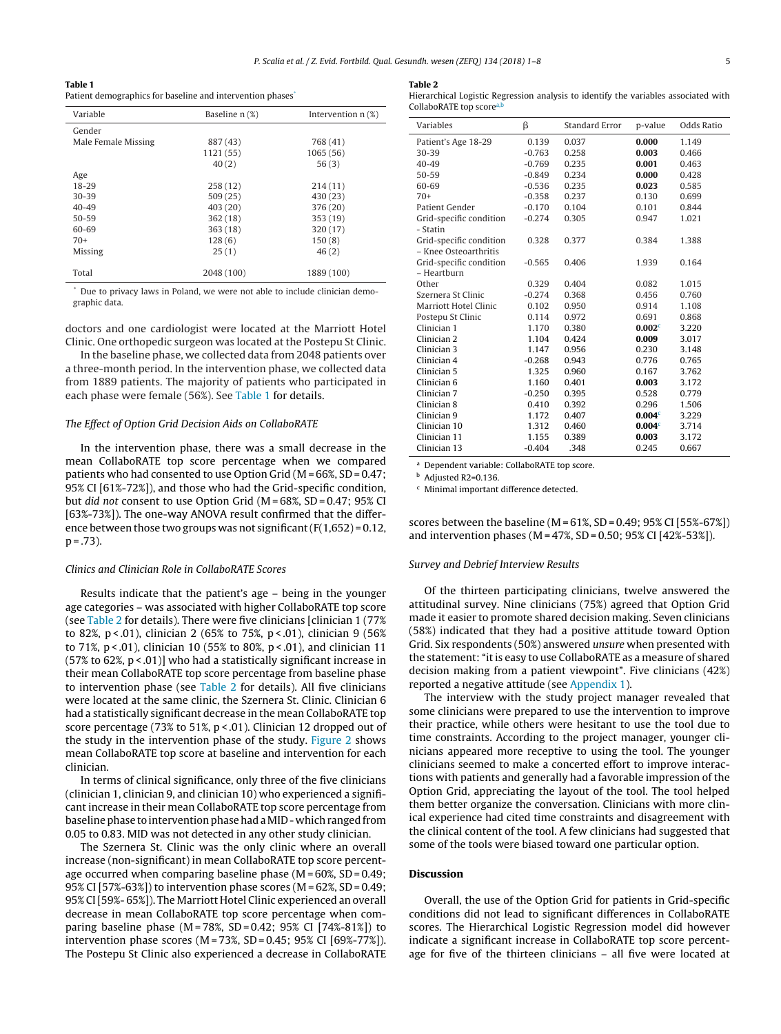**Table 1**
Patient demographics for baseline and intervention phases[*]

| Variable | Baseline n (%) | Intervention n (%) |
|---|---|---|
| Gender | | |
| Male | 887 (43) | 768 (41) |
| Female | 1121 (55) | 1065 (56) |
| Missing | 40 (2) | 56 (3) |
| Age | | |
| 18-29 | 258 (12) | 214 (11) |
| 30-39 | 509 (25) | 430 (23) |
| 40-49 | 403 (20) | 376 (20) |
| 50-59 | 362 (18) | 353 (19) |
| 60-69 | 363 (18) | 320 (17) |
| 70+ | 128 (6) | 150 (8) |
| Missing | 25 (1) | 46 (2) |
| Total | 2048 (100) | 1889 (100) |

[*] Due to privacy laws in Poland, we were not able to include clinician demographic data.

doctors and one cardiologist were located at the Marriott Hotel Clinic. One orthopedic surgeon was located at the Postepu St Clinic.

In the baseline phase, we collected data from 2048 patients over a three-month period. In the intervention phase, we collected data from 1889 patients. The majority of patients who participated in each phase were female (56%). See Table 1 for details.

### The Effect of Option Grid Decision Aids on CollaboRATE

In the intervention phase, there was a small decrease in the mean CollaboRATE top score percentage when we compared patients who had consented to use Option Grid (M = 66%, SD = 0.47; 95% CI [61%-72%]), and those who had the Grid-specific condition, but *did not* consent to use Option Grid (M = 68%, SD = 0.47; 95% CI [63%-73%]). The one-way ANOVA result confirmed that the difference between those two groups was not significant ($F(1,652) = 0.12$, $p = .73$).

### Clinics and Clinician Role in CollaboRATE Scores

Results indicate that the patient's age – being in the younger age categories – was associated with higher CollaboRATE top score (see Table 2 for details). There were five clinicians [clinician 1 (77% to 82%, $p < .01$), clinician 2 (65% to 75%, $p < .01$), clinician 9 (56% to 71%, $p < .01$), clinician 10 (55% to 80%, $p < .01$), and clinician 11 (57% to 62%, $p < .01$)] who had a statistically significant increase in their mean CollaboRATE top score percentage from baseline phase to intervention phase (see Table 2 for details). All five clinicians were located at the same clinic, the Szernera St. Clinic. Clinician 6 had a statistically significant decrease in the mean CollaboRATE top score percentage (73% to 51%, $p < .01$). Clinician 12 dropped out of the study in the intervention phase of the study. Figure 2 shows mean CollaboRATE top score at baseline and intervention for each clinician.

In terms of clinical significance, only three of the five clinicians (clinician 1, clinician 9, and clinician 10) who experienced a significant increase in their mean CollaboRATE top score percentage from baseline phase to intervention phase had a MID - which ranged from 0.05 to 0.83. MID was not detected in any other study clinician.

The Szernera St. Clinic was the only clinic where an overall increase (non-significant) in mean CollaboRATE top score percentage occurred when comparing baseline phase (M = 60%, SD = 0.49; 95% CI [57%-63%]) to intervention phase scores (M = 62%, SD = 0.49; 95% CI [59%- 65%]). The Marriott Hotel Clinic experienced an overall decrease in mean CollaboRATE top score percentage when comparing baseline phase (M = 78%, SD = 0.42; 95% CI [74%-81%]) to intervention phase scores (M = 73%, SD = 0.45; 95% CI [69%-77%]). The Postepu St Clinic also experienced a decrease in CollaboRATE scores between the baseline (M = 61%, SD = 0.49; 95% CI [55%-67%]) and intervention phases (M = 47%, SD = 0.50; 95% CI [42%-53%]).

**Table 2**
Hierarchical Logistic Regression analysis to identify the variables associated with CollaboRATE top score[a,b]

| Variables | β | Standard Error | p-value | Odds Ratio |
|---|---|---|---|---|
| Patient's Age 18-29 | 0.139 | 0.037 | **0.000** | 1.149 |
| 30-39 | -0.763 | 0.258 | **0.003** | 0.466 |
| 40-49 | -0.769 | 0.235 | **0.001** | 0.463 |
| 50-59 | -0.849 | 0.234 | **0.000** | 0.428 |
| 60-69 | -0.536 | 0.235 | **0.023** | 0.585 |
| 70+ | -0.358 | 0.237 | 0.130 | 0.699 |
| Patient Gender | -0.170 | 0.104 | 0.101 | 0.844 |
| Grid-specific condition - Statin | -0.274 | 0.305 | 0.947 | 1.021 |
| Grid-specific condition – Knee Osteoarthritis | 0.328 | 0.377 | 0.384 | 1.388 |
| Grid-specific condition – Heartburn | -0.565 | 0.406 | 1.939 | 0.164 |
| Other | 0.329 | 0.404 | 0.082 | 1.015 |
| Szernera St Clinic | -0.274 | 0.368 | 0.456 | 0.760 |
| Marriott Hotel Clinic | 0.102 | 0.950 | 0.914 | 1.108 |
| Postepu St Clinic | 0.114 | 0.972 | 0.691 | 0.868 |
| Clinician 1 | 1.170 | 0.380 | **0.002**[c] | 3.220 |
| Clinician 2 | 1.104 | 0.424 | **0.009** | 3.017 |
| Clinician 3 | 1.147 | 0.956 | 0.230 | 3.148 |
| Clinician 4 | -0.268 | 0.943 | 0.776 | 0.765 |
| Clinician 5 | 1.325 | 0.960 | 0.167 | 3.762 |
| Clinician 6 | 1.160 | 0.401 | **0.003** | 3.172 |
| Clinician 7 | -0.250 | 0.395 | 0.528 | 0.779 |
| Clinician 8 | 0.410 | 0.392 | 0.296 | 1.506 |
| Clinician 9 | 1.172 | 0.407 | **0.004**[c] | 3.229 |
| Clinician 10 | 1.312 | 0.460 | **0.004**[c] | 3.714 |
| Clinician 11 | 1.155 | 0.389 | **0.003** | 3.172 |
| Clinician 13 | -0.404 | .348 | 0.245 | 0.667 |

[a] Dependent variable: CollaboRATE top score.
[b] Adjusted $R2 = 0.136$.
[c] Minimal important difference detected.

### Survey and Debrief Interview Results

Of the thirteen participating clinicians, twelve answered the attitudinal survey. Nine clinicians (75%) agreed that Option Grid made it easier to promote shared decision making. Seven clinicians (58%) indicated that they had a positive attitude toward Option Grid. Six respondents (50%) answered *unsure* when presented with the statement: "it is easy to use CollaboRATE as a measure of shared decision making from a patient viewpoint". Five clinicians (42%) reported a negative attitude (see Appendix 1).

The interview with the study project manager revealed that some clinicians were prepared to use the intervention to improve their practice, while others were hesitant to use the tool due to time constraints. According to the project manager, younger clinicians appeared more receptive to using the tool. The younger clinicians seemed to make a concerted effort to improve interactions with patients and generally had a favorable impression of the Option Grid, appreciating the layout of the tool. The tool helped them better organize the conversation. Clinicians with more clinical experience had cited time constraints and disagreement with the clinical content of the tool. A few clinicians had suggested that some of the tools were biased toward one particular option.

## Discussion

Overall, the use of the Option Grid for patients in Grid-specific conditions did not lead to significant differences in CollaboRATE scores. The Hierarchical Logistic Regression model did however indicate a significant increase in CollaboRATE top score percentage for five of the thirteen clinicians – all five were located at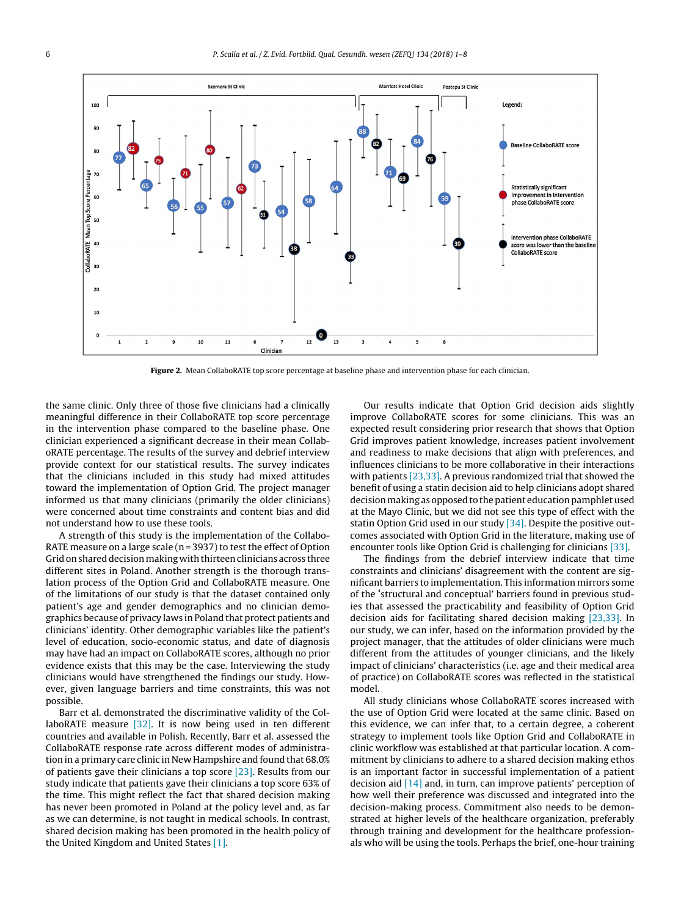Figure 2. Mean CollaboRATE top score percentage at baseline phase and intervention phase for each clinician.

the same clinic. Only three of those five clinicians had a clinically meaningful difference in their CollaboRATE top score percentage in the intervention phase compared to the baseline phase. One clinician experienced a significant decrease in their mean CollaboRATE percentage. The results of the survey and debrief interview provide context for our statistical results. The survey indicates that the clinicians included in this study had mixed attitudes toward the implementation of Option Grid. The project manager informed us that many clinicians (primarily the older clinicians) were concerned about time constraints and content bias and did not understand how to use these tools.

A strength of this study is the implementation of the CollaboRATE measure on a large scale (n = 3937) to test the effect of Option Grid on shared decision making with thirteen clinicians across three different sites in Poland. Another strength is the thorough translation process of the Option Grid and CollaboRATE measure. One of the limitations of our study is that the dataset contained only patient's age and gender demographics and no clinician demographics because of privacy laws in Poland that protect patients and clinicians' identity. Other demographic variables like the patient's level of education, socio-economic status, and date of diagnosis may have had an impact on CollaboRATE scores, although no prior evidence exists that this may be the case. Interviewing the study clinicians would have strengthened the findings our study. However, given language barriers and time constraints, this was not possible.

Barr et al. demonstrated the discriminative validity of the CollaboRATE measure [32]. It is now being used in ten different countries and available in Polish. Recently, Barr et al. assessed the CollaboRATE response rate across different modes of administration in a primary care clinic in New Hampshire and found that 68.0% of patients gave their clinicians a top score [23]. Results from our study indicate that patients gave their clinicians a top score 63% of the time. This might reflect the fact that shared decision making has never been promoted in Poland at the policy level and, as far as we can determine, is not taught in medical schools. In contrast, shared decision making has been promoted in the health policy of the United Kingdom and United States [1].

Our results indicate that Option Grid decision aids slightly improve CollaboRATE scores for some clinicians. This was an expected result considering prior research that shows that Option Grid improves patient knowledge, increases patient involvement and readiness to make decisions that align with preferences, and influences clinicians to be more collaborative in their interactions with patients [23,33]. A previous randomized trial that showed the benefit of using a statin decision aid to help clinicians adopt shared decision making as opposed to the patient education pamphlet used at the Mayo Clinic, but we did not see this type of effect with the statin Option Grid used in our study [34]. Despite the positive outcomes associated with Option Grid in the literature, making use of encounter tools like Option Grid is challenging for clinicians [33].

The findings from the debrief interview indicate that time constraints and clinicians' disagreement with the content are significant barriers to implementation. This information mirrors some of the 'structural and conceptual' barriers found in previous studies that assessed the practicability and feasibility of Option Grid decision aids for facilitating shared decision making [23,33]. In our study, we can infer, based on the information provided by the project manager, that the attitudes of older clinicians were much different from the attitudes of younger clinicians, and the likely impact of clinicians' characteristics (i.e. age and their medical area of practice) on CollaboRATE scores was reflected in the statistical model.

All study clinicians whose CollaboRATE scores increased with the use of Option Grid were located at the same clinic. Based on this evidence, we can infer that, to a certain degree, a coherent strategy to implement tools like Option Grid and CollaboRATE in clinic workflow was established at that particular location. A commitment by clinicians to adhere to a shared decision making ethos is an important factor in successful implementation of a patient decision aid [14] and, in turn, can improve patients' perception of how well their preference was discussed and integrated into the decision-making process. Commitment also needs to be demonstrated at higher levels of the healthcare organization, preferably through training and development for the healthcare professionals who will be using the tools. Perhaps the brief, one-hour training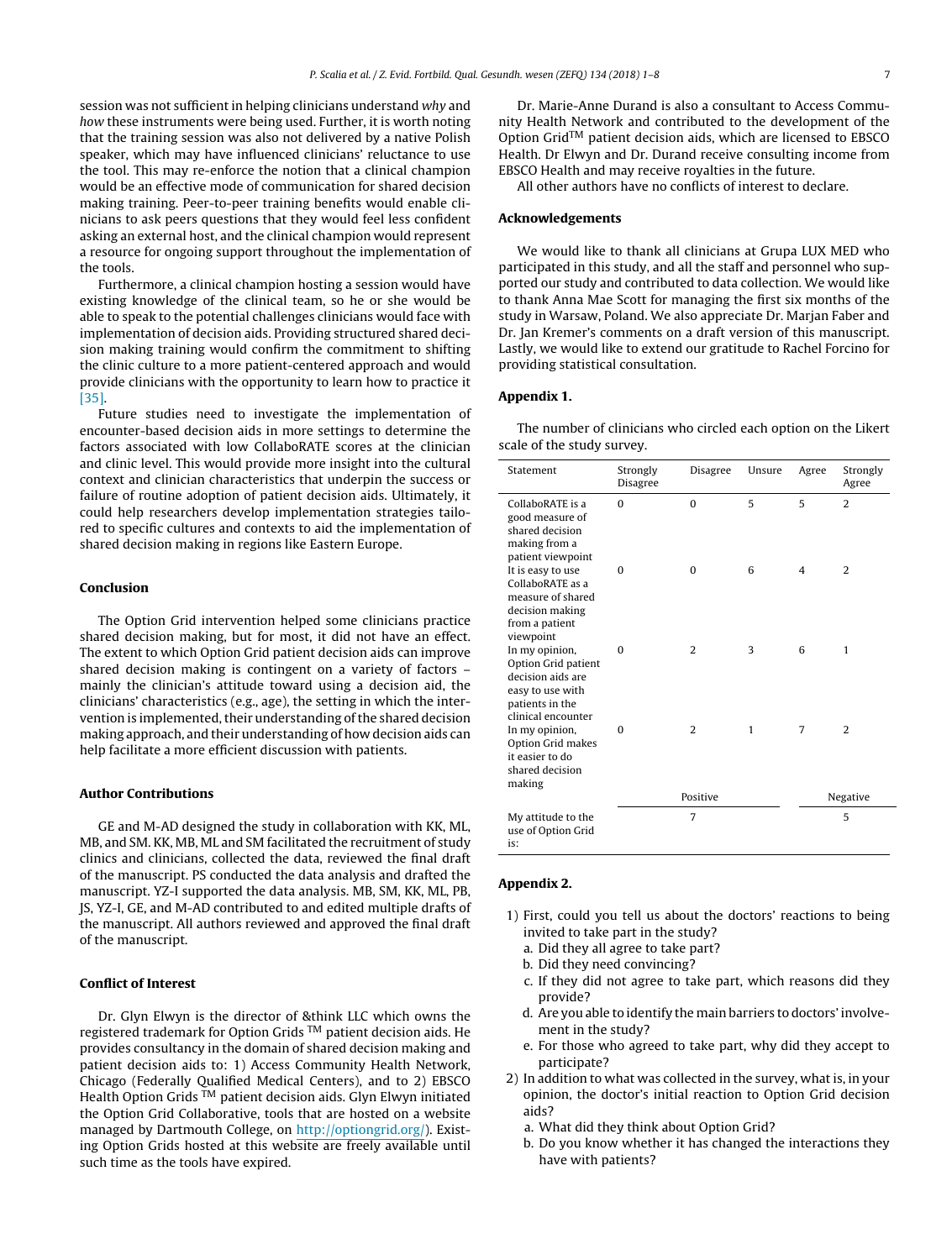session was not sufficient in helping clinicians understand *why* and *how* these instruments were being used. Further, it is worth noting that the training session was also not delivered by a native Polish speaker, which may have influenced clinicians' reluctance to use the tool. This may re-enforce the notion that a clinical champion would be an effective mode of communication for shared decision making training. Peer-to-peer training benefits would enable clinicians to ask peers questions that they would feel less confident asking an external host, and the clinical champion would represent a resource for ongoing support throughout the implementation of the tools.

Furthermore, a clinical champion hosting a session would have existing knowledge of the clinical team, so he or she would be able to speak to the potential challenges clinicians would face with implementation of decision aids. Providing structured shared decision making training would confirm the commitment to shifting the clinic culture to a more patient-centered approach and would provide clinicians with the opportunity to learn how to practice it [35].

Future studies need to investigate the implementation of encounter-based decision aids in more settings to determine the factors associated with low CollaboRATE scores at the clinician and clinic level. This would provide more insight into the cultural context and clinician characteristics that underpin the success or failure of routine adoption of patient decision aids. Ultimately, it could help researchers develop implementation strategies tailored to specific cultures and contexts to aid the implementation of shared decision making in regions like Eastern Europe.

## Conclusion

The Option Grid intervention helped some clinicians practice shared decision making, but for most, it did not have an effect. The extent to which Option Grid patient decision aids can improve shared decision making is contingent on a variety of factors – mainly the clinician's attitude toward using a decision aid, the clinicians' characteristics (e.g., age), the setting in which the intervention is implemented, their understanding of the shared decision making approach, and their understanding of how decision aids can help facilitate a more efficient discussion with patients.

## Author Contributions

GE and M-AD designed the study in collaboration with KK, ML, MB, and SM. KK, MB, ML and SM facilitated the recruitment of study clinics and clinicians, collected the data, reviewed the final draft of the manuscript. PS conducted the data analysis and drafted the manuscript. YZ-I supported the data analysis. MB, SM, KK, ML, PB, JS, YZ-I, GE, and M-AD contributed to and edited multiple drafts of the manuscript. All authors reviewed and approved the final draft of the manuscript.

## Conflict of Interest

Dr. Glyn Elwyn is the director of &think LLC which owns the registered trademark for Option Grids ™ patient decision aids. He provides consultancy in the domain of shared decision making and patient decision aids to: 1) Access Community Health Network, Chicago (Federally Qualified Medical Centers), and to 2) EBSCO Health Option Grids ™ patient decision aids. Glyn Elwyn initiated the Option Grid Collaborative, tools that are hosted on a website managed by Dartmouth College, on http://optiongrid.org/). Existing Option Grids hosted at this website are freely available until such time as the tools have expired.

Dr. Marie-Anne Durand is also a consultant to Access Community Health Network and contributed to the development of the Option Grid™ patient decision aids, which are licensed to EBSCO Health. Dr Elwyn and Dr. Durand receive consulting income from EBSCO Health and may receive royalties in the future.

All other authors have no conflicts of interest to declare.

## Acknowledgements

We would like to thank all clinicians at Grupa LUX MED who participated in this study, and all the staff and personnel who supported our study and contributed to data collection. We would like to thank Anna Mae Scott for managing the first six months of the study in Warsaw, Poland. We also appreciate Dr. Marjan Faber and Dr. Jan Kremer's comments on a draft version of this manuscript. Lastly, we would like to extend our gratitude to Rachel Forcino for providing statistical consultation.

## Appendix 1.

The number of clinicians who circled each option on the Likert scale of the study survey.

| Statement | Strongly Disagree | Disagree | Unsure | Agree | Strongly Agree |
|---|---|---|---|---|---|
| CollaboRATE is a good measure of shared decision making from a patient viewpoint | 0 | 0 | 5 | 5 | 2 |
| It is easy to use CollaboRATE as a measure of shared decision making from a patient viewpoint | 0 | 0 | 6 | 4 | 2 |
| In my opinion, Option Grid patient decision aids are easy to use with patients in the clinical encounter | 0 | 2 | 3 | 6 | 1 |
| In my opinion, Option Grid makes it easier to do shared decision making | 0 | 2 | 1 | 7 | 2 |
| | | Positive | | | Negative |
| My attitude to the use of Option Grid is: | | 7 | | | 5 |

## Appendix 2.

1) First, could you tell us about the doctors' reactions to being invited to take part in the study?
   a. Did they all agree to take part?
   b. Did they need convincing?
   c. If they did not agree to take part, which reasons did they provide?
   d. Are you able to identify the main barriers to doctors' involvement in the study?
   e. For those who agreed to take part, why did they accept to participate?
2) In addition to what was collected in the survey, what is, in your opinion, the doctor's initial reaction to Option Grid decision aids?
   a. What did they think about Option Grid?
   b. Do you know whether it has changed the interactions they have with patients?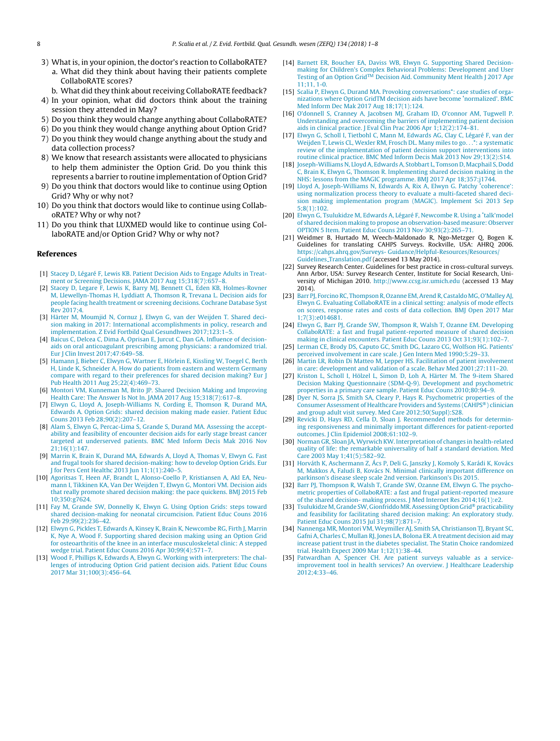3) What is, in your opinion, the doctor's reaction to CollaboRATE?
   a. What did they think about having their patients complete CollaboRATE scores?
   b. What did they think about receiving CollaboRATE feedback?
4) In your opinion, what did doctors think about the training session they attended in May?
5) Do you think they would change anything about CollaboRATE?
6) Do you think they would change anything about Option Grid?
7) Do you think they would change anything about the study and data collection process?
8) We know that research assistants were allocated to physicians to help them administer the Option Grid. Do you think this represents a barrier to routine implementation of Option Grid?
9) Do you think that doctors would like to continue using Option Grid? Why or why not?
10) Do you think that doctors would like to continue using CollaboRATE? Why or why not?
11) Do you think that LUXMED would like to continue using CollaboRATE and/or Option Grid? Why or why not?

## References

[1] Stacey D, Légaré F, Lewis KB. Patient Decision Aids to Engage Adults in Treatment or Screening Decisions. JAMA 2017 Aug 15;318(7):657–8.

[2] Stacey D, Legare F, Lewis K, Barry MJ, Bennett CL, Eden KB, Holmes-Rovner M, Llewellyn-Thomas H, Lyddiatt A, Thomson R, Trevana L. Decision aids for people facing health treatment or screening decisions. Cochrane Database Syst Rev 2017;4.

[3] Härter M, Moumjid N, Cornuz J, Elwyn G, van der Weijden T. Shared decision making in 2017: International accomplishments in policy, research and implementation. Z Evid Fortbild Qual Gesundhwes 2017;123:1–5.

[4] Baicus C, Delcea C, Dima A, Oprisan E, Jurcut C, Dan GA. Influence of decision-aids on oral anticoagulant prescribing among physicians: a randomized trial. Eur J Clin Invest 2017;47:649–58.

[5] Hamann J, Bieber C, Elwyn G, Wartner E, Hörlein E, Kissling W, Toegel C, Berth H, Linde K, Schneider A. How do patients from eastern and western Germany compare with regard to their preferences for shared decision making? Eur J Pub Health 2011 Aug 25;22(4):469–73.

[6] Montori VM, Kunneman M, Brito JP. Shared Decision Making and Improving Health Care: The Answer Is Not In. JAMA 2017 Aug 15;318(7):617–8.

[7] Elwyn G, Lloyd A, Joseph-Williams N, Cording E, Thomson R, Durand MA, Edwards A. Option Grids: shared decision making made easier. Patient Educ Couns 2013 Feb 28;90(2):207–12.

[8] Alam S, Elwyn G, Percac-Lima S, Grande S, Durand MA. Assessing the acceptability and feasibility of encounter decision aids for early stage breast cancer targeted at underserved patients. BMC Med Inform Decis Mak 2016 Nov 21;16(1):147.

[9] Marrin K, Brain K, Durand MA, Edwards A, Lloyd A, Thomas V, Elwyn G. Fast and frugal tools for shared decision-making: how to develop Option Grids. Eur J for Pers Cent Healthc 2013 Jun 11;1(1):240–5.

[10] Agoritsas T, Heen AF, Brandt L, Alonso-Coello P, Kristiansen A, Akl EA, Neumann I, Tikkinen KA, Van Der Weijden T, Elwyn G, Montori VM. Decision aids that really promote shared decision making: the pace quickens. BMJ 2015 Feb 10;350:g7624.

[11] Fay M, Grande SW, Donnelly K, Elwyn G. Using Option Grids: steps toward shared decision-making for neonatal circumcision. Patient Educ Couns 2016 Feb 29;99(2):236–42.

[12] Elwyn G, Pickles T, Edwards A, Kinsey K, Brain K, Newcombe RG, Firth J, Marrin K, Nye A, Wood F. Supporting shared decision making using an Option Grid for osteoarthritis of the knee in an interface musculoskeletal clinic: A stepped wedge trial. Patient Educ Couns 2016 Apr 30;99(4):571–7.

[13] Wood F, Phillips K, Edwards A, Elwyn G. Working with interpreters: The challenges of introducing Option Grid patient decision aids. Patient Educ Couns 2017 Mar 31;100(3):456–64.

[14] Barnett ER, Boucher EA, Daviss WB, Elwyn G. Supporting Shared Decision-making for Children's Complex Behavioral Problems: Development and User Testing of an Option Grid™ Decision Aid. Community Ment Health J 2017 Apr 11;11, 1-0.

[15] Scalia P, Elwyn G, Durand MA. Provoking conversations*: case studies of organizations where Option GridTM decision aids have become 'normalized'. BMC Med Inform Dec Mak 2017 Aug 18;17(1):124.

[16] O'donnell S, Cranney A, Jacobsen MJ, Graham ID, O'connor AM, Tugwell P. Understanding and overcoming the barriers of implementing patient decision aids in clinical practice. J Eval Clin Prac 2006 Apr 1;12(2):174–81.

[17] Elwyn G, Scholl I, Tietbohl C, Mann M, Edwards AG, Clay C, Légaré F, van der Weijden T, Lewis CL, Wexler RM, Frosch DL. Many miles to go...*: a systematic review of the implementation of patient decision support interventions into routine clinical practice. BMC Med Inform Decis Mak 2013 Nov 29;13(2):S14.

[18] Joseph-Williams N, Lloyd A, Edwards A, Stobbart L, Tomson D, Macphail S, Dodd C, Brain K, Elwyn G, Thomson R. Implementing shared decision making in the NHS: lessons from the MAGIC programme. BMJ 2017 Apr 18;357:j1744.

[19] Lloyd A, Joseph-Williams N, Edwards A, Rix A, Elwyn G. Patchy 'coherence': using normalization process theory to evaluate a multi-faceted shared decision making implementation program (MAGIC). Implement Sci 2013 Sep 5;8(1):102.

[20] Elwyn G, Tsulukidze M, Edwards A, Légaré F, Newcombe R. Using a 'talk'model of shared decision making to propose an observation-based measure: Observer OPTION 5 Item. Patient Educ Couns 2013 Nov 30;93(2):265–71.

[21] Weidmer B, Hurtado M, Weech-Maldonado R, Ngo-Metzger Q, Bogen K. Guidelines for translating CAHPS Surveys. Rockville, USA: AHRQ 2006. https://cahps.ahrq.gov/Surveys- Guidance/Helpful-Resources/Resources/Guidelines_Translation.pdf (accessed 13 May 2014).

[22] Survey Research Center. Guidelines for best practice in cross-cultural surveys. Ann Arbor, USA: Survey Research Center, Institute for Social Research, University of Michigan 2010. http://www.ccsg.isr.umich.edu (accessed 13 May 2014).

[23] Barr PJ, Forcino RC, Thompson R, Ozanne EM, Arend R, Castaldo MG, O'Malley AJ, Elwyn G. Evaluating CollaboRATE in a clinical setting: analysis of mode effects on scores, response rates and costs of data collection. BMJ Open 2017 Mar 1;7(3):e014681.

[24] Elwyn G, Barr PJ, Grande SW, Thompson R, Walsh T, Ozanne EM. Developing CollaboRATE: a fast and frugal patient-reported measure of shared decision making in clinical encounters. Patient Educ Couns 2013 Oct 31;93(1):102–7.

[25] Lerman CE, Brody DS, Caputo GC, Smith DG, Lazaro CG, Wolfson HG. Patients' perceived involvement in care scale. J Gen Intern Med 1990;5:29–33.

[26] Martin LR, Robin Di Matteo M, Lepper HS. Facilitation of patient involvement in care: development and validation of a scale. Behav Med 2001;27:111–20.

[27] Kriston L, Scholl I, Hölzel L, Simon D, Loh A, Härter M. The 9-item Shared Decision Making Questionnaire (SDM-Q-9). Development and psychometric properties in a primary care sample. Patient Educ Couns 2010;80:94–9.

[28] Dyer N, Sorra JS, Smith SA, Cleary P, Hays R. Psychometric properties of the Consumer Assessment of Healthcare Providers and Systems (CAHPS®) clinician and group adult visit survey. Med Care 2012;50(Suppl):S28.

[29] Revicki D, Hays RD, Cella D, Sloan J. Recommended methods for determining responsiveness and minimally important differences for patient-reported outcomes. J Clin Epidemiol 2008;61:102–9.

[30] Norman GR, Sloan JA, Wyrwich KW. Interpretation of changes in health-related quality of life: the remarkable universality of half a standard deviation. Med Care 2003 May 1;41(5):582–92.

[31] Horváth K, Aschermann Z, Ács P, Deli G, Janszky J, Komoly S, Karádi K, Kovács M, Makkos A, Faludi B, Kovács N. Minimal clinically important difference on parkinson's disease sleep scale 2nd version. Parkinson's Dis 2015.

[32] Barr PJ, Thompson R, Walsh T, Grande SW, Ozanne EM, Elwyn G. The psychometric properties of CollaboRATE: a fast and frugal patient-reported measure of the shared decision- making process. J Med Internet Res 2014;16(1):e2.

[33] Tsulukidze M, Grande SW, Gionfriddo MR. Assessing Option Grid® practicability and feasibility for facilitating shared decision making: An exploratory study. Patient Educ Couns 2015 Jul 31;98(7):871–7.

[34] Nannenga MR, Montori VM, Weymiller AJ, Smith SA, Christianson TJ, Bryant SC, Gafni A, Charles C, Mullan RJ, Jones LA, Bolona ER. A treatment decision aid may increase patient trust in the diabetes specialist. The Statin Choice randomized trial. Health Expect 2009 Mar 1;12(1):38–44.

[35] Patwardhan A, Spencer CH. Are patient surveys valuable as a service-improvement tool in health services? An overview. J Healthcare Leadership 2012;4:33–46.